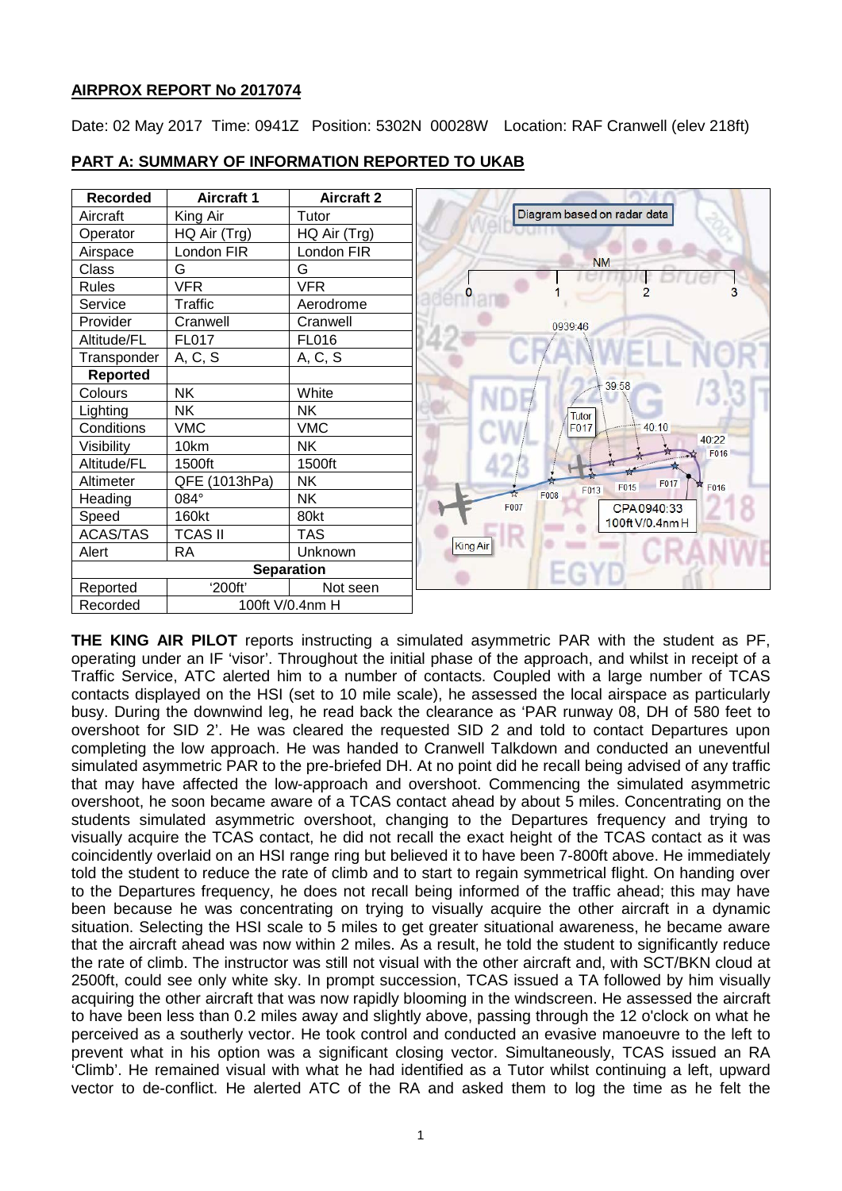**AIRPROX REPORT No 2017074**

Date: 02 May 2017 Time: 0941Z Position: 5302N 00028W Location: RAF Cranwell (elev 218ft)

**PART A: SUMMARY OF INFORMATION REPORTED TO UKAB**

| Recorded | Aircraft 1 | Aircraft 2 |
|---|---|---|
| Aircraft | King Air | Tutor |
| Operator | HQ Air (Trg) | HQ Air (Trg) |
| Airspace | London FIR | London FIR |
| Class | G | G |
| Rules | VFR | VFR |
| Service | Traffic | Aerodrome |
| Provider | Cranwell | Cranwell |
| Altitude/FL | FL017 | FL016 |
| Transponder | A, C, S | A, C, S |
| **Reported** | | |
| Colours | NK | White |
| Lighting | NK | NK |
| Conditions | VMC | VMC |
| Visibility | 10km | NK |
| Altitude/FL | 1500ft | 1500ft |
| Altimeter | QFE (1013hPa) | NK |
| Heading | 084° | NK |
| Speed | 160kt | 80kt |
| ACAS/TAS | TCAS II | TAS |
| Alert | RA | Unknown |
| **Separation** | | |
| Reported | '200ft' | Not seen |
| Recorded | 100ft V/0.4nm H | |

Diagram based on radar data

**THE KING AIR PILOT** reports instructing a simulated asymmetric PAR with the student as PF, operating under an IF 'visor'. Throughout the initial phase of the approach, and whilst in receipt of a Traffic Service, ATC alerted him to a number of contacts. Coupled with a large number of TCAS contacts displayed on the HSI (set to 10 mile scale), he assessed the local airspace as particularly busy. During the downwind leg, he read back the clearance as 'PAR runway 08, DH of 580 feet to overshoot for SID 2'. He was cleared the requested SID 2 and told to contact Departures upon completing the low approach. He was handed to Cranwell Talkdown and conducted an uneventful simulated asymmetric PAR to the pre-briefed DH. At no point did he recall being advised of any traffic that may have affected the low-approach and overshoot. Commencing the simulated asymmetric overshoot, he soon became aware of a TCAS contact ahead by about 5 miles. Concentrating on the students simulated asymmetric overshoot, changing to the Departures frequency and trying to visually acquire the TCAS contact, he did not recall the exact height of the TCAS contact as it was coincidently overlaid on an HSI range ring but believed it to have been 7-800ft above. He immediately told the student to reduce the rate of climb and to start to regain symmetrical flight. On handing over to the Departures frequency, he does not recall being informed of the traffic ahead; this may have been because he was concentrating on trying to visually acquire the other aircraft in a dynamic situation. Selecting the HSI scale to 5 miles to get greater situational awareness, he became aware that the aircraft ahead was now within 2 miles. As a result, he told the student to significantly reduce the rate of climb. The instructor was still not visual with the other aircraft and, with SCT/BKN cloud at 2500ft, could see only white sky. In prompt succession, TCAS issued a TA followed by him visually acquiring the other aircraft that was now rapidly blooming in the windscreen. He assessed the aircraft to have been less than 0.2 miles away and slightly above, passing through the 12 o'clock on what he perceived as a southerly vector. He took control and conducted an evasive manoeuvre to the left to prevent what in his option was a significant closing vector. Simultaneously, TCAS issued an RA 'Climb'. He remained visual with what he had identified as a Tutor whilst continuing a left, upward vector to de-conflict. He alerted ATC of the RA and asked them to log the time as he felt the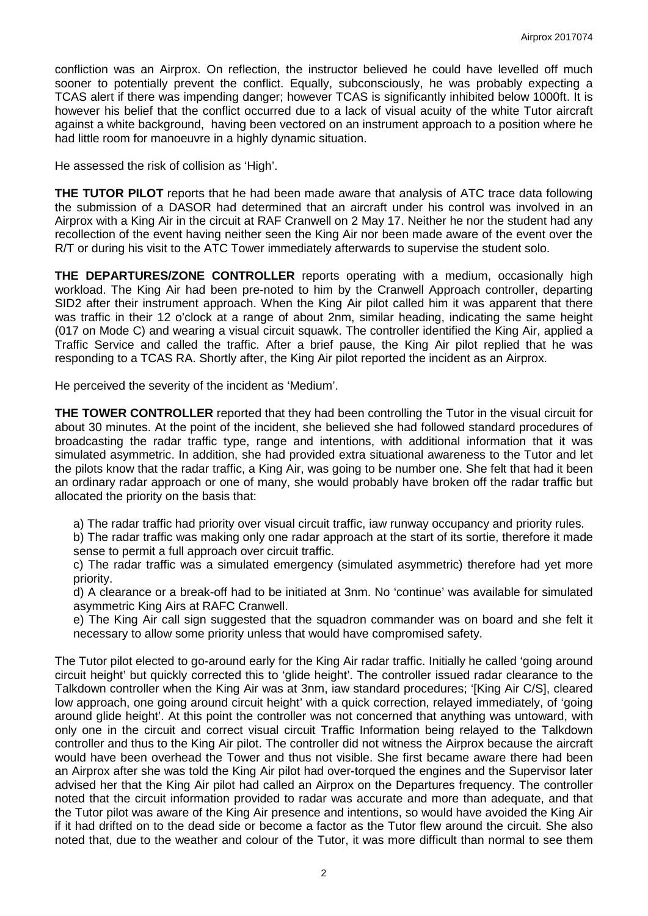confliction was an Airprox. On reflection, the instructor believed he could have levelled off much sooner to potentially prevent the conflict. Equally, subconsciously, he was probably expecting a TCAS alert if there was impending danger; however TCAS is significantly inhibited below 1000ft. It is however his belief that the conflict occurred due to a lack of visual acuity of the white Tutor aircraft against a white background, having been vectored on an instrument approach to a position where he had little room for manoeuvre in a highly dynamic situation.

He assessed the risk of collision as 'High'.

**THE TUTOR PILOT** reports that he had been made aware that analysis of ATC trace data following the submission of a DASOR had determined that an aircraft under his control was involved in an Airprox with a King Air in the circuit at RAF Cranwell on 2 May 17. Neither he nor the student had any recollection of the event having neither seen the King Air nor been made aware of the event over the R/T or during his visit to the ATC Tower immediately afterwards to supervise the student solo.

**THE DEPARTURES/ZONE CONTROLLER** reports operating with a medium, occasionally high workload. The King Air had been pre-noted to him by the Cranwell Approach controller, departing SID2 after their instrument approach. When the King Air pilot called him it was apparent that there was traffic in their 12 o'clock at a range of about 2nm, similar heading, indicating the same height (017 on Mode C) and wearing a visual circuit squawk. The controller identified the King Air, applied a Traffic Service and called the traffic. After a brief pause, the King Air pilot replied that he was responding to a TCAS RA. Shortly after, the King Air pilot reported the incident as an Airprox.

He perceived the severity of the incident as 'Medium'.

**THE TOWER CONTROLLER** reported that they had been controlling the Tutor in the visual circuit for about 30 minutes. At the point of the incident, she believed she had followed standard procedures of broadcasting the radar traffic type, range and intentions, with additional information that it was simulated asymmetric. In addition, she had provided extra situational awareness to the Tutor and let the pilots know that the radar traffic, a King Air, was going to be number one. She felt that had it been an ordinary radar approach or one of many, she would probably have broken off the radar traffic but allocated the priority on the basis that:

a) The radar traffic had priority over visual circuit traffic, iaw runway occupancy and priority rules.
b) The radar traffic was making only one radar approach at the start of its sortie, therefore it made sense to permit a full approach over circuit traffic.
c) The radar traffic was a simulated emergency (simulated asymmetric) therefore had yet more priority.
d) A clearance or a break-off had to be initiated at 3nm. No 'continue' was available for simulated asymmetric King Airs at RAFC Cranwell.
e) The King Air call sign suggested that the squadron commander was on board and she felt it necessary to allow some priority unless that would have compromised safety.

The Tutor pilot elected to go-around early for the King Air radar traffic. Initially he called 'going around circuit height' but quickly corrected this to 'glide height'. The controller issued radar clearance to the Talkdown controller when the King Air was at 3nm, iaw standard procedures; '[King Air C/S], cleared low approach, one going around circuit height' with a quick correction, relayed immediately, of 'going around glide height'. At this point the controller was not concerned that anything was untoward, with only one in the circuit and correct visual circuit Traffic Information being relayed to the Talkdown controller and thus to the King Air pilot. The controller did not witness the Airprox because the aircraft would have been overhead the Tower and thus not visible. She first became aware there had been an Airprox after she was told the King Air pilot had over-torqued the engines and the Supervisor later advised her that the King Air pilot had called an Airprox on the Departures frequency. The controller noted that the circuit information provided to radar was accurate and more than adequate, and that the Tutor pilot was aware of the King Air presence and intentions, so would have avoided the King Air if it had drifted on to the dead side or become a factor as the Tutor flew around the circuit. She also noted that, due to the weather and colour of the Tutor, it was more difficult than normal to see them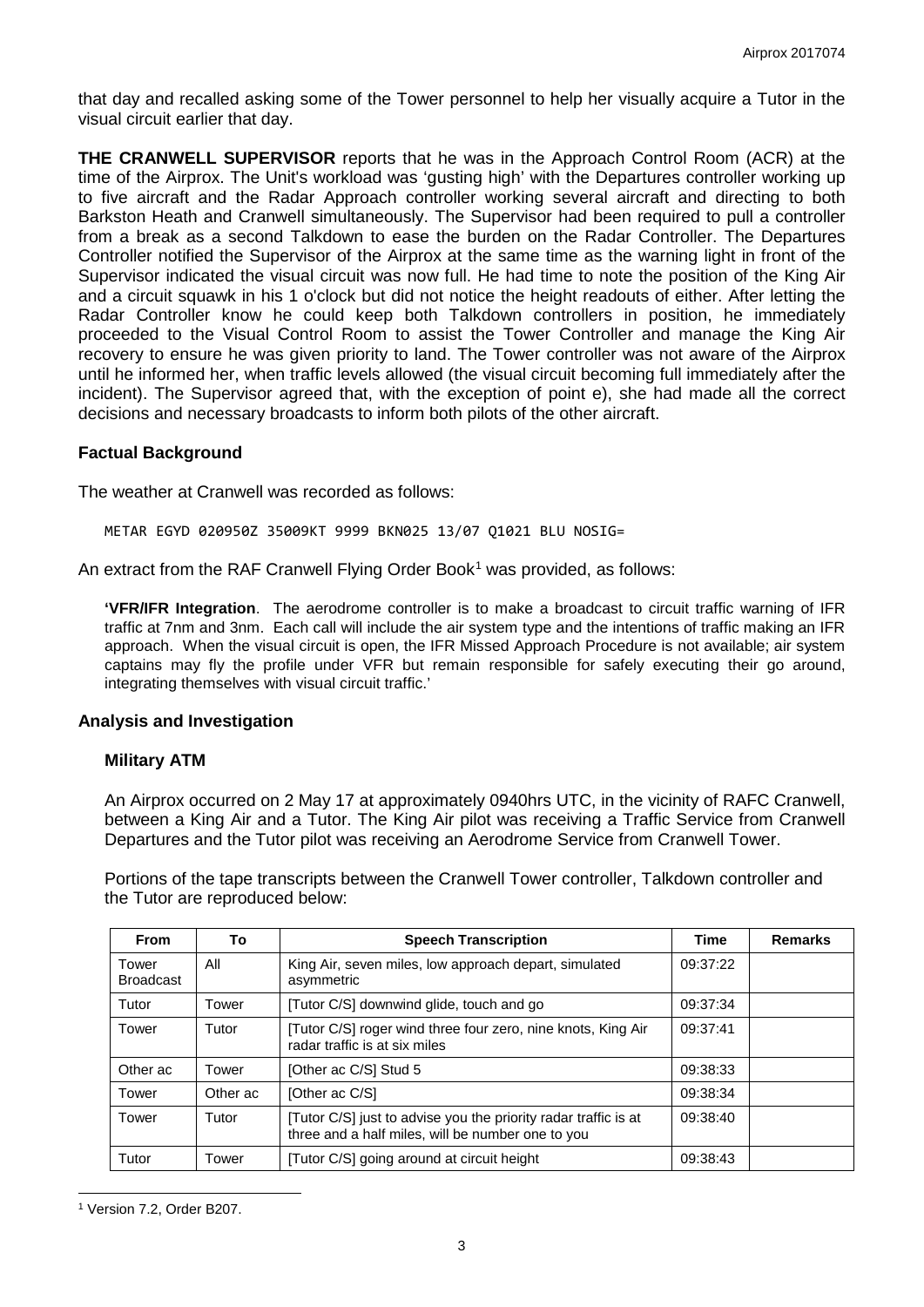that day and recalled asking some of the Tower personnel to help her visually acquire a Tutor in the visual circuit earlier that day.

**THE CRANWELL SUPERVISOR** reports that he was in the Approach Control Room (ACR) at the time of the Airprox. The Unit's workload was 'gusting high' with the Departures controller working up to five aircraft and the Radar Approach controller working several aircraft and directing to both Barkston Heath and Cranwell simultaneously. The Supervisor had been required to pull a controller from a break as a second Talkdown to ease the burden on the Radar Controller. The Departures Controller notified the Supervisor of the Airprox at the same time as the warning light in front of the Supervisor indicated the visual circuit was now full. He had time to note the position of the King Air and a circuit squawk in his 1 o'clock but did not notice the height readouts of either. After letting the Radar Controller know he could keep both Talkdown controllers in position, he immediately proceeded to the Visual Control Room to assist the Tower Controller and manage the King Air recovery to ensure he was given priority to land. The Tower controller was not aware of the Airprox until he informed her, when traffic levels allowed (the visual circuit becoming full immediately after the incident). The Supervisor agreed that, with the exception of point e), she had made all the correct decisions and necessary broadcasts to inform both pilots of the other aircraft.

### Factual Background

The weather at Cranwell was recorded as follows:

```
METAR EGYD 020950Z 35009KT 9999 BKN025 13/07 Q1021 BLU NOSIG=
```

An extract from the RAF Cranwell Flying Order Book[1] was provided, as follows:

> **'VFR/IFR Integration**. The aerodrome controller is to make a broadcast to circuit traffic warning of IFR traffic at 7nm and 3nm. Each call will include the air system type and the intentions of traffic making an IFR approach. When the visual circuit is open, the IFR Missed Approach Procedure is not available; air system captains may fly the profile under VFR but remain responsible for safely executing their go around, integrating themselves with visual circuit traffic.'

### Analysis and Investigation

#### Military ATM

An Airprox occurred on 2 May 17 at approximately 0940hrs UTC, in the vicinity of RAFC Cranwell, between a King Air and a Tutor. The King Air pilot was receiving a Traffic Service from Cranwell Departures and the Tutor pilot was receiving an Aerodrome Service from Cranwell Tower.

Portions of the tape transcripts between the Cranwell Tower controller, Talkdown controller and the Tutor are reproduced below:

| From | To | Speech Transcription | Time | Remarks |
|---|---|---|---|---|
| Tower Broadcast | All | King Air, seven miles, low approach depart, simulated asymmetric | 09:37:22 | |
| Tutor | Tower | [Tutor C/S] downwind glide, touch and go | 09:37:34 | |
| Tower | Tutor | [Tutor C/S] roger wind three four zero, nine knots, King Air radar traffic is at six miles | 09:37:41 | |
| Other ac | Tower | [Other ac C/S] Stud 5 | 09:38:33 | |
| Tower | Other ac | [Other ac C/S] | 09:38:34 | |
| Tower | Tutor | [Tutor C/S] just to advise you the priority radar traffic is at three and a half miles, will be number one to you | 09:38:40 | |
| Tutor | Tower | [Tutor C/S] going around at circuit height | 09:38:43 | |

[1] Version 7.2, Order B207.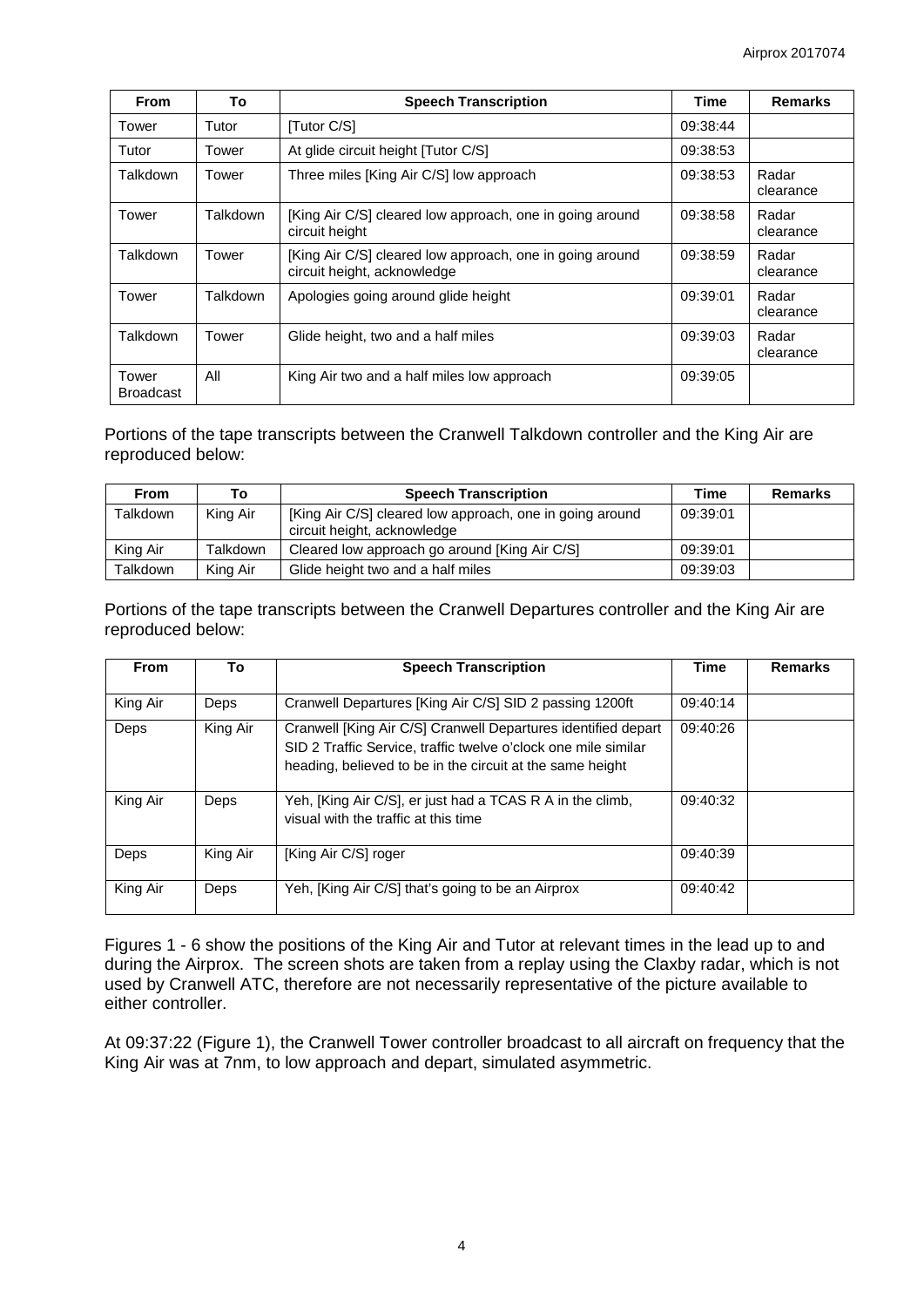| From | To | Speech Transcription | Time | Remarks |
|---|---|---|---|---|
| Tower | Tutor | [Tutor C/S] | 09:38:44 | |
| Tutor | Tower | At glide circuit height [Tutor C/S] | 09:38:53 | |
| Talkdown | Tower | Three miles [King Air C/S] low approach | 09:38:53 | Radar clearance |
| Tower | Talkdown | [King Air C/S] cleared low approach, one in going around circuit height | 09:38:58 | Radar clearance |
| Talkdown | Tower | [King Air C/S] cleared low approach, one in going around circuit height, acknowledge | 09:38:59 | Radar clearance |
| Tower | Talkdown | Apologies going around glide height | 09:39:01 | Radar clearance |
| Talkdown | Tower | Glide height, two and a half miles | 09:39:03 | Radar clearance |
| Tower Broadcast | All | King Air two and a half miles low approach | 09:39:05 | |

Portions of the tape transcripts between the Cranwell Talkdown controller and the King Air are reproduced below:

| From | To | Speech Transcription | Time | Remarks |
|---|---|---|---|---|
| Talkdown | King Air | [King Air C/S] cleared low approach, one in going around circuit height, acknowledge | 09:39:01 | |
| King Air | Talkdown | Cleared low approach go around [King Air C/S] | 09:39:01 | |
| Talkdown | King Air | Glide height two and a half miles | 09:39:03 | |

Portions of the tape transcripts between the Cranwell Departures controller and the King Air are reproduced below:

| From | To | Speech Transcription | Time | Remarks |
|---|---|---|---|---|
| King Air | Deps | Cranwell Departures [King Air C/S] SID 2 passing 1200ft | 09:40:14 | |
| Deps | King Air | Cranwell [King Air C/S] Cranwell Departures identified depart SID 2 Traffic Service, traffic twelve o'clock one mile similar heading, believed to be in the circuit at the same height | 09:40:26 | |
| King Air | Deps | Yeh, [King Air C/S], er just had a TCAS R A in the climb, visual with the traffic at this time | 09:40:32 | |
| Deps | King Air | [King Air C/S] roger | 09:40:39 | |
| King Air | Deps | Yeh, [King Air C/S] that's going to be an Airprox | 09:40:42 | |

Figures 1 - 6 show the positions of the King Air and Tutor at relevant times in the lead up to and during the Airprox. The screen shots are taken from a replay using the Claxby radar, which is not used by Cranwell ATC, therefore are not necessarily representative of the picture available to either controller.

At 09:37:22 (Figure 1), the Cranwell Tower controller broadcast to all aircraft on frequency that the King Air was at 7nm, to low approach and depart, simulated asymmetric.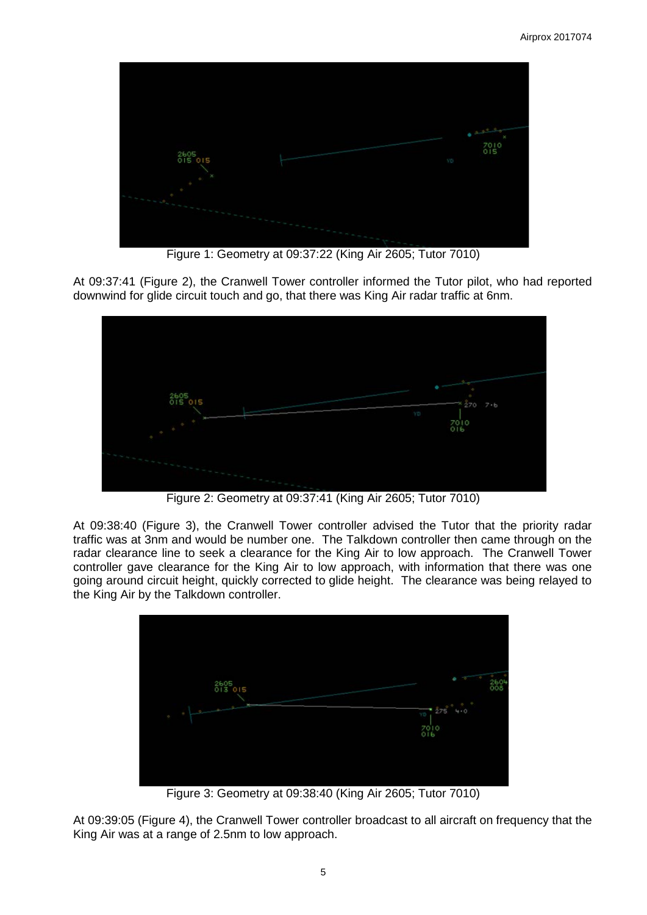Figure 1: Geometry at 09:37:22 (King Air 2605; Tutor 7010)

At 09:37:41 (Figure 2), the Cranwell Tower controller informed the Tutor pilot, who had reported downwind for glide circuit touch and go, that there was King Air radar traffic at 6nm.

Figure 2: Geometry at 09:37:41 (King Air 2605; Tutor 7010)

At 09:38:40 (Figure 3), the Cranwell Tower controller advised the Tutor that the priority radar traffic was at 3nm and would be number one. The Talkdown controller then came through on the radar clearance line to seek a clearance for the King Air to low approach. The Cranwell Tower controller gave clearance for the King Air to low approach, with information that there was one going around circuit height, quickly corrected to glide height. The clearance was being relayed to the King Air by the Talkdown controller.

Figure 3: Geometry at 09:38:40 (King Air 2605; Tutor 7010)

At 09:39:05 (Figure 4), the Cranwell Tower controller broadcast to all aircraft on frequency that the King Air was at a range of 2.5nm to low approach.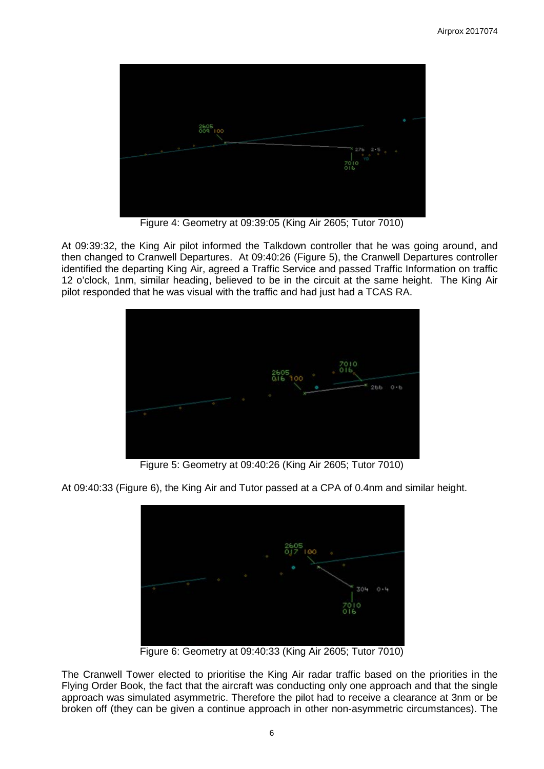Figure 4: Geometry at 09:39:05 (King Air 2605; Tutor 7010)

At 09:39:32, the King Air pilot informed the Talkdown controller that he was going around, and then changed to Cranwell Departures. At 09:40:26 (Figure 5), the Cranwell Departures controller identified the departing King Air, agreed a Traffic Service and passed Traffic Information on traffic 12 o'clock, 1nm, similar heading, believed to be in the circuit at the same height. The King Air pilot responded that he was visual with the traffic and had just had a TCAS RA.

Figure 5: Geometry at 09:40:26 (King Air 2605; Tutor 7010)

At 09:40:33 (Figure 6), the King Air and Tutor passed at a CPA of 0.4nm and similar height.

Figure 6: Geometry at 09:40:33 (King Air 2605; Tutor 7010)

The Cranwell Tower elected to prioritise the King Air radar traffic based on the priorities in the Flying Order Book, the fact that the aircraft was conducting only one approach and that the single approach was simulated asymmetric. Therefore the pilot had to receive a clearance at 3nm or be broken off (they can be given a continue approach in other non-asymmetric circumstances). The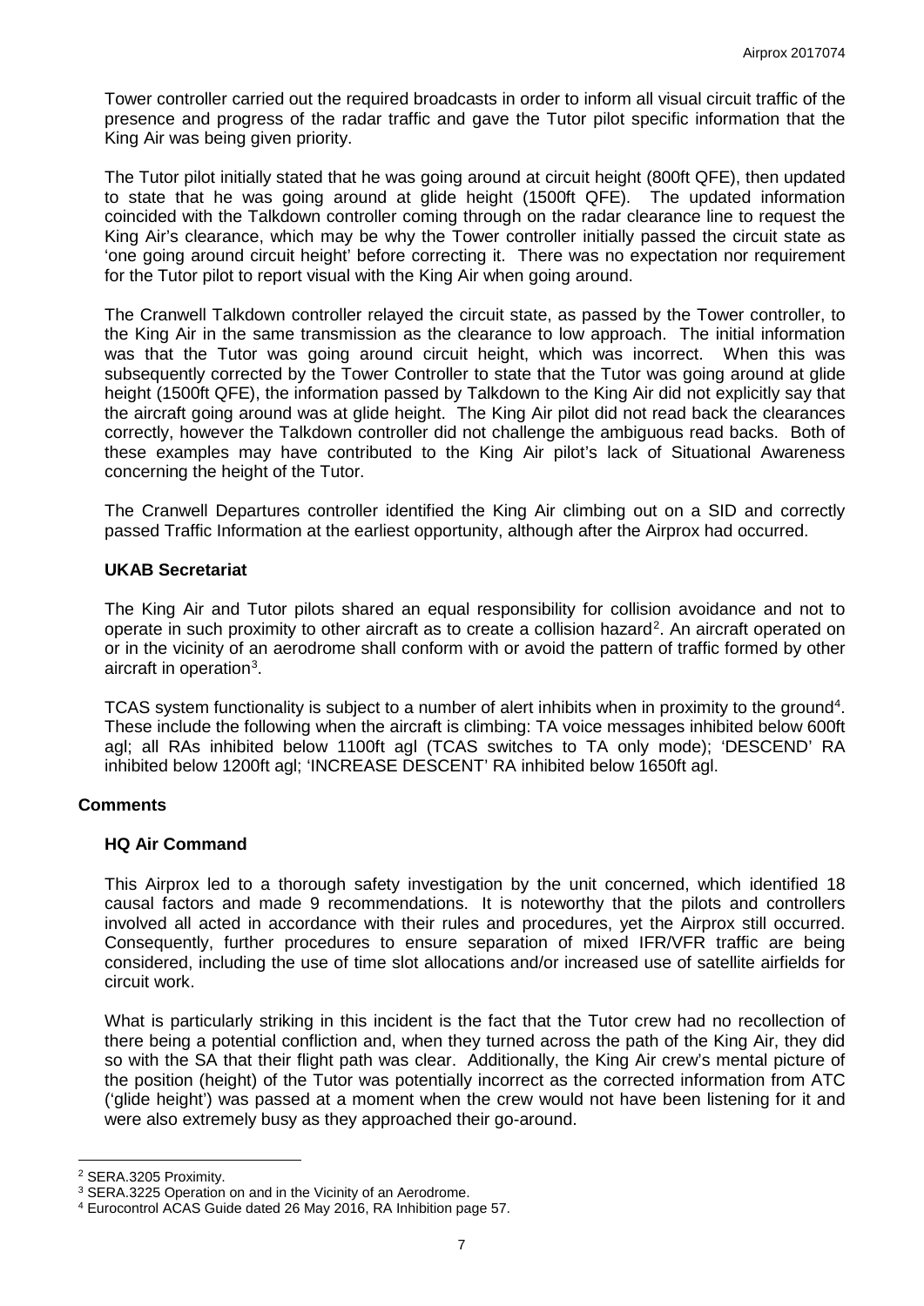Tower controller carried out the required broadcasts in order to inform all visual circuit traffic of the presence and progress of the radar traffic and gave the Tutor pilot specific information that the King Air was being given priority.

The Tutor pilot initially stated that he was going around at circuit height (800ft QFE), then updated to state that he was going around at glide height (1500ft QFE). The updated information coincided with the Talkdown controller coming through on the radar clearance line to request the King Air's clearance, which may be why the Tower controller initially passed the circuit state as 'one going around circuit height' before correcting it. There was no expectation nor requirement for the Tutor pilot to report visual with the King Air when going around.

The Cranwell Talkdown controller relayed the circuit state, as passed by the Tower controller, to the King Air in the same transmission as the clearance to low approach. The initial information was that the Tutor was going around circuit height, which was incorrect. When this was subsequently corrected by the Tower Controller to state that the Tutor was going around at glide height (1500ft QFE), the information passed by Talkdown to the King Air did not explicitly say that the aircraft going around was at glide height. The King Air pilot did not read back the clearances correctly, however the Talkdown controller did not challenge the ambiguous read backs. Both of these examples may have contributed to the King Air pilot's lack of Situational Awareness concerning the height of the Tutor.

The Cranwell Departures controller identified the King Air climbing out on a SID and correctly passed Traffic Information at the earliest opportunity, although after the Airprox had occurred.

### UKAB Secretariat

The King Air and Tutor pilots shared an equal responsibility for collision avoidance and not to operate in such proximity to other aircraft as to create a collision hazard[2]. An aircraft operated on or in the vicinity of an aerodrome shall conform with or avoid the pattern of traffic formed by other aircraft in operation[3].

TCAS system functionality is subject to a number of alert inhibits when in proximity to the ground[4]. These include the following when the aircraft is climbing: TA voice messages inhibited below 600ft agl; all RAs inhibited below 1100ft agl (TCAS switches to TA only mode); 'DESCEND' RA inhibited below 1200ft agl; 'INCREASE DESCENT' RA inhibited below 1650ft agl.

## Comments

### HQ Air Command

This Airprox led to a thorough safety investigation by the unit concerned, which identified 18 causal factors and made 9 recommendations. It is noteworthy that the pilots and controllers involved all acted in accordance with their rules and procedures, yet the Airprox still occurred. Consequently, further procedures to ensure separation of mixed IFR/VFR traffic are being considered, including the use of time slot allocations and/or increased use of satellite airfields for circuit work.

What is particularly striking in this incident is the fact that the Tutor crew had no recollection of there being a potential confliction and, when they turned across the path of the King Air, they did so with the SA that their flight path was clear. Additionally, the King Air crew's mental picture of the position (height) of the Tutor was potentially incorrect as the corrected information from ATC ('glide height') was passed at a moment when the crew would not have been listening for it and were also extremely busy as they approached their go-around.

---

[2] SERA.3205 Proximity.

[3] SERA.3225 Operation on and in the Vicinity of an Aerodrome.

[4] Eurocontrol ACAS Guide dated 26 May 2016, RA Inhibition page 57.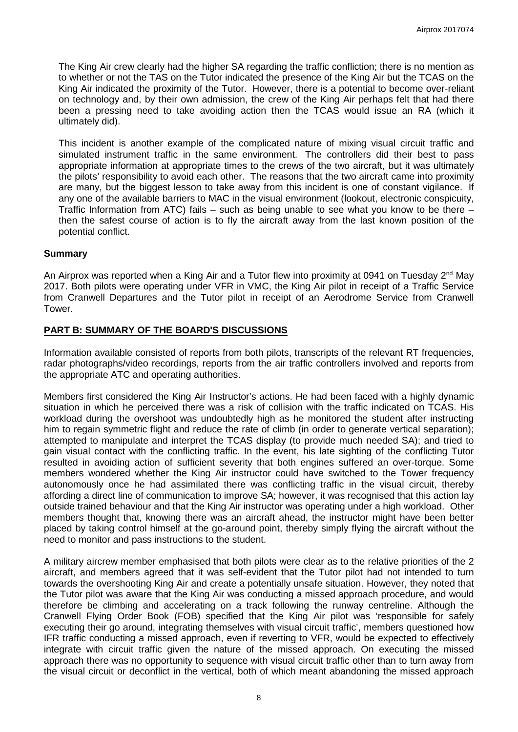The King Air crew clearly had the higher SA regarding the traffic confliction; there is no mention as to whether or not the TAS on the Tutor indicated the presence of the King Air but the TCAS on the King Air indicated the proximity of the Tutor. However, there is a potential to become over-reliant on technology and, by their own admission, the crew of the King Air perhaps felt that had there been a pressing need to take avoiding action then the TCAS would issue an RA (which it ultimately did).

This incident is another example of the complicated nature of mixing visual circuit traffic and simulated instrument traffic in the same environment. The controllers did their best to pass appropriate information at appropriate times to the crews of the two aircraft, but it was ultimately the pilots' responsibility to avoid each other. The reasons that the two aircraft came into proximity are many, but the biggest lesson to take away from this incident is one of constant vigilance. If any one of the available barriers to MAC in the visual environment (lookout, electronic conspicuity, Traffic Information from ATC) fails – such as being unable to see what you know to be there – then the safest course of action is to fly the aircraft away from the last known position of the potential conflict.

## Summary

An Airprox was reported when a King Air and a Tutor flew into proximity at 0941 on Tuesday 2nd May 2017. Both pilots were operating under VFR in VMC, the King Air pilot in receipt of a Traffic Service from Cranwell Departures and the Tutor pilot in receipt of an Aerodrome Service from Cranwell Tower.

## PART B: SUMMARY OF THE BOARD'S DISCUSSIONS

Information available consisted of reports from both pilots, transcripts of the relevant RT frequencies, radar photographs/video recordings, reports from the air traffic controllers involved and reports from the appropriate ATC and operating authorities.

Members first considered the King Air Instructor's actions. He had been faced with a highly dynamic situation in which he perceived there was a risk of collision with the traffic indicated on TCAS. His workload during the overshoot was undoubtedly high as he monitored the student after instructing him to regain symmetric flight and reduce the rate of climb (in order to generate vertical separation); attempted to manipulate and interpret the TCAS display (to provide much needed SA); and tried to gain visual contact with the conflicting traffic. In the event, his late sighting of the conflicting Tutor resulted in avoiding action of sufficient severity that both engines suffered an over-torque. Some members wondered whether the King Air instructor could have switched to the Tower frequency autonomously once he had assimilated there was conflicting traffic in the visual circuit, thereby affording a direct line of communication to improve SA; however, it was recognised that this action lay outside trained behaviour and that the King Air instructor was operating under a high workload. Other members thought that, knowing there was an aircraft ahead, the instructor might have been better placed by taking control himself at the go-around point, thereby simply flying the aircraft without the need to monitor and pass instructions to the student.

A military aircrew member emphasised that both pilots were clear as to the relative priorities of the 2 aircraft, and members agreed that it was self-evident that the Tutor pilot had not intended to turn towards the overshooting King Air and create a potentially unsafe situation. However, they noted that the Tutor pilot was aware that the King Air was conducting a missed approach procedure, and would therefore be climbing and accelerating on a track following the runway centreline. Although the Cranwell Flying Order Book (FOB) specified that the King Air pilot was 'responsible for safely executing their go around, integrating themselves with visual circuit traffic', members questioned how IFR traffic conducting a missed approach, even if reverting to VFR, would be expected to effectively integrate with circuit traffic given the nature of the missed approach. On executing the missed approach there was no opportunity to sequence with visual circuit traffic other than to turn away from the visual circuit or deconflict in the vertical, both of which meant abandoning the missed approach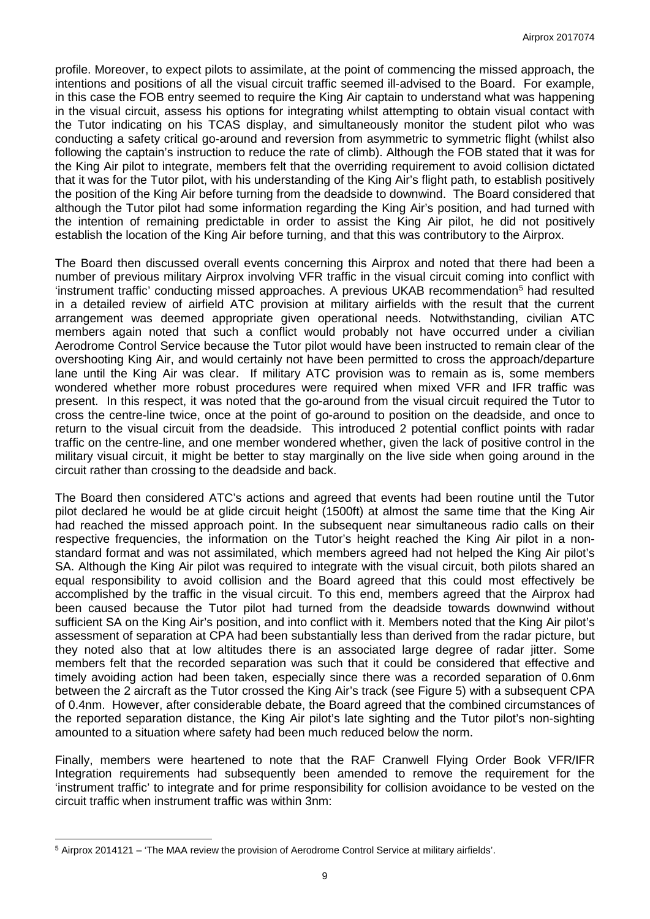profile. Moreover, to expect pilots to assimilate, at the point of commencing the missed approach, the intentions and positions of all the visual circuit traffic seemed ill-advised to the Board. For example, in this case the FOB entry seemed to require the King Air captain to understand what was happening in the visual circuit, assess his options for integrating whilst attempting to obtain visual contact with the Tutor indicating on his TCAS display, and simultaneously monitor the student pilot who was conducting a safety critical go-around and reversion from asymmetric to symmetric flight (whilst also following the captain's instruction to reduce the rate of climb). Although the FOB stated that it was for the King Air pilot to integrate, members felt that the overriding requirement to avoid collision dictated that it was for the Tutor pilot, with his understanding of the King Air's flight path, to establish positively the position of the King Air before turning from the deadside to downwind. The Board considered that although the Tutor pilot had some information regarding the King Air's position, and had turned with the intention of remaining predictable in order to assist the King Air pilot, he did not positively establish the location of the King Air before turning, and that this was contributory to the Airprox.

The Board then discussed overall events concerning this Airprox and noted that there had been a number of previous military Airprox involving VFR traffic in the visual circuit coming into conflict with 'instrument traffic' conducting missed approaches. A previous UKAB recommendation[5] had resulted in a detailed review of airfield ATC provision at military airfields with the result that the current arrangement was deemed appropriate given operational needs. Notwithstanding, civilian ATC members again noted that such a conflict would probably not have occurred under a civilian Aerodrome Control Service because the Tutor pilot would have been instructed to remain clear of the overshooting King Air, and would certainly not have been permitted to cross the approach/departure lane until the King Air was clear. If military ATC provision was to remain as is, some members wondered whether more robust procedures were required when mixed VFR and IFR traffic was present. In this respect, it was noted that the go-around from the visual circuit required the Tutor to cross the centre-line twice, once at the point of go-around to position on the deadside, and once to return to the visual circuit from the deadside. This introduced 2 potential conflict points with radar traffic on the centre-line, and one member wondered whether, given the lack of positive control in the military visual circuit, it might be better to stay marginally on the live side when going around in the circuit rather than crossing to the deadside and back.

The Board then considered ATC's actions and agreed that events had been routine until the Tutor pilot declared he would be at glide circuit height (1500ft) at almost the same time that the King Air had reached the missed approach point. In the subsequent near simultaneous radio calls on their respective frequencies, the information on the Tutor's height reached the King Air pilot in a non-standard format and was not assimilated, which members agreed had not helped the King Air pilot's SA. Although the King Air pilot was required to integrate with the visual circuit, both pilots shared an equal responsibility to avoid collision and the Board agreed that this could most effectively be accomplished by the traffic in the visual circuit. To this end, members agreed that the Airprox had been caused because the Tutor pilot had turned from the deadside towards downwind without sufficient SA on the King Air's position, and into conflict with it. Members noted that the King Air pilot's assessment of separation at CPA had been substantially less than derived from the radar picture, but they noted also that at low altitudes there is an associated large degree of radar jitter. Some members felt that the recorded separation was such that it could be considered that effective and timely avoiding action had been taken, especially since there was a recorded separation of 0.6nm between the 2 aircraft as the Tutor crossed the King Air's track (see Figure 5) with a subsequent CPA of 0.4nm. However, after considerable debate, the Board agreed that the combined circumstances of the reported separation distance, the King Air pilot's late sighting and the Tutor pilot's non-sighting amounted to a situation where safety had been much reduced below the norm.

Finally, members were heartened to note that the RAF Cranwell Flying Order Book VFR/IFR Integration requirements had subsequently been amended to remove the requirement for the 'instrument traffic' to integrate and for prime responsibility for collision avoidance to be vested on the circuit traffic when instrument traffic was within 3nm:

[5] Airprox 2014121 – 'The MAA review the provision of Aerodrome Control Service at military airfields'.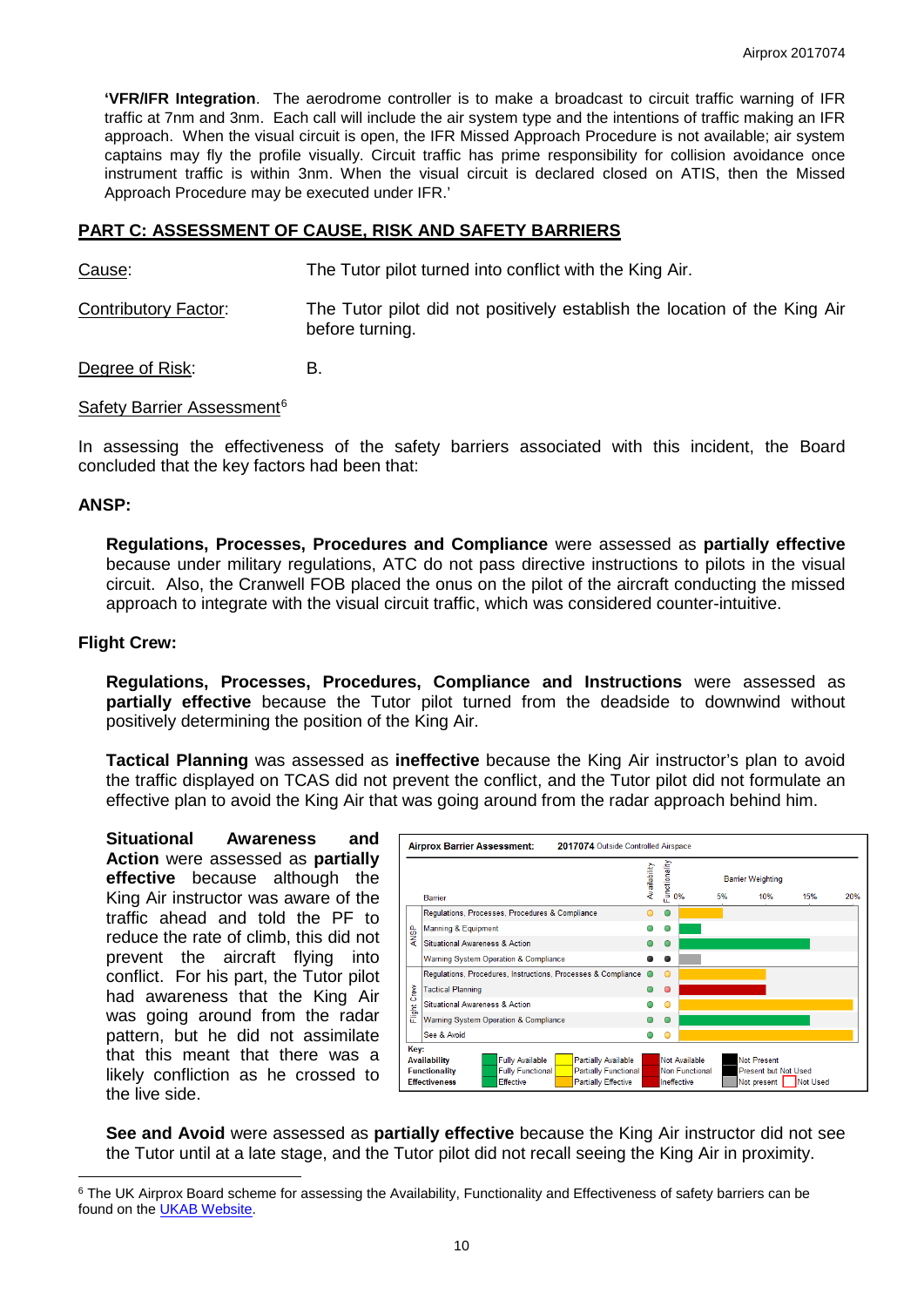**'VFR/IFR Integration**. The aerodrome controller is to make a broadcast to circuit traffic warning of IFR traffic at 7nm and 3nm. Each call will include the air system type and the intentions of traffic making an IFR approach. When the visual circuit is open, the IFR Missed Approach Procedure is not available; air system captains may fly the profile visually. Circuit traffic has prime responsibility for collision avoidance once instrument traffic is within 3nm. When the visual circuit is declared closed on ATIS, then the Missed Approach Procedure may be executed under IFR.'

## PART C: ASSESSMENT OF CAUSE, RISK AND SAFETY BARRIERS

Cause: The Tutor pilot turned into conflict with the King Air.

Contributory Factor: The Tutor pilot did not positively establish the location of the King Air before turning.

Degree of Risk: B.

Safety Barrier Assessment[6]

In assessing the effectiveness of the safety barriers associated with this incident, the Board concluded that the key factors had been that:

**ANSP:**

**Regulations, Processes, Procedures and Compliance** were assessed as **partially effective** because under military regulations, ATC do not pass directive instructions to pilots in the visual circuit. Also, the Cranwell FOB placed the onus on the pilot of the aircraft conducting the missed approach to integrate with the visual circuit traffic, which was considered counter-intuitive.

**Flight Crew:**

**Regulations, Processes, Procedures, Compliance and Instructions** were assessed as **partially effective** because the Tutor pilot turned from the deadside to downwind without positively determining the position of the King Air.

**Tactical Planning** was assessed as **ineffective** because the King Air instructor's plan to avoid the traffic displayed on TCAS did not prevent the conflict, and the Tutor pilot did not formulate an effective plan to avoid the King Air that was going around from the radar approach behind him.

**Situational Awareness and Action** were assessed as **partially effective** because although the King Air instructor was aware of the traffic ahead and told the PF to reduce the rate of climb, this did not prevent the aircraft flying into conflict. For his part, the Tutor pilot had awareness that the King Air was going around from the radar pattern, but he did not assimilate that this meant that there was a likely confliction as he crossed to the live side.

Airprox Barrier Assessment: 2017074 Outside Controlled Airspace

Barrier | Availability | Functionality | Barrier Weighting 0% 5% 10% 15% 20%

ANSP:
Regulations, Processes, Procedures & Compliance
Manning & Equipment
Situational Awareness & Action
Warning System Operation & Compliance

Flight Crew:
Regulations, Procedures, Instructions, Processes & Compliance
Tactical Planning
Situational Awareness & Action
Warning System Operation & Compliance
See & Avoid

Key:
Availability: Fully Available / Partially Available / Not Available / Not Present
Functionality: Fully Functional / Partially Functional / Non Functional / Present but Not Used
Effectiveness: Effective / Partially Effective / Ineffective / Not present / Not Used

**See and Avoid** were assessed as **partially effective** because the King Air instructor did not see the Tutor until at a late stage, and the Tutor pilot did not recall seeing the King Air in proximity.

---

[6] The UK Airprox Board scheme for assessing the Availability, Functionality and Effectiveness of safety barriers can be found on the UKAB Website.